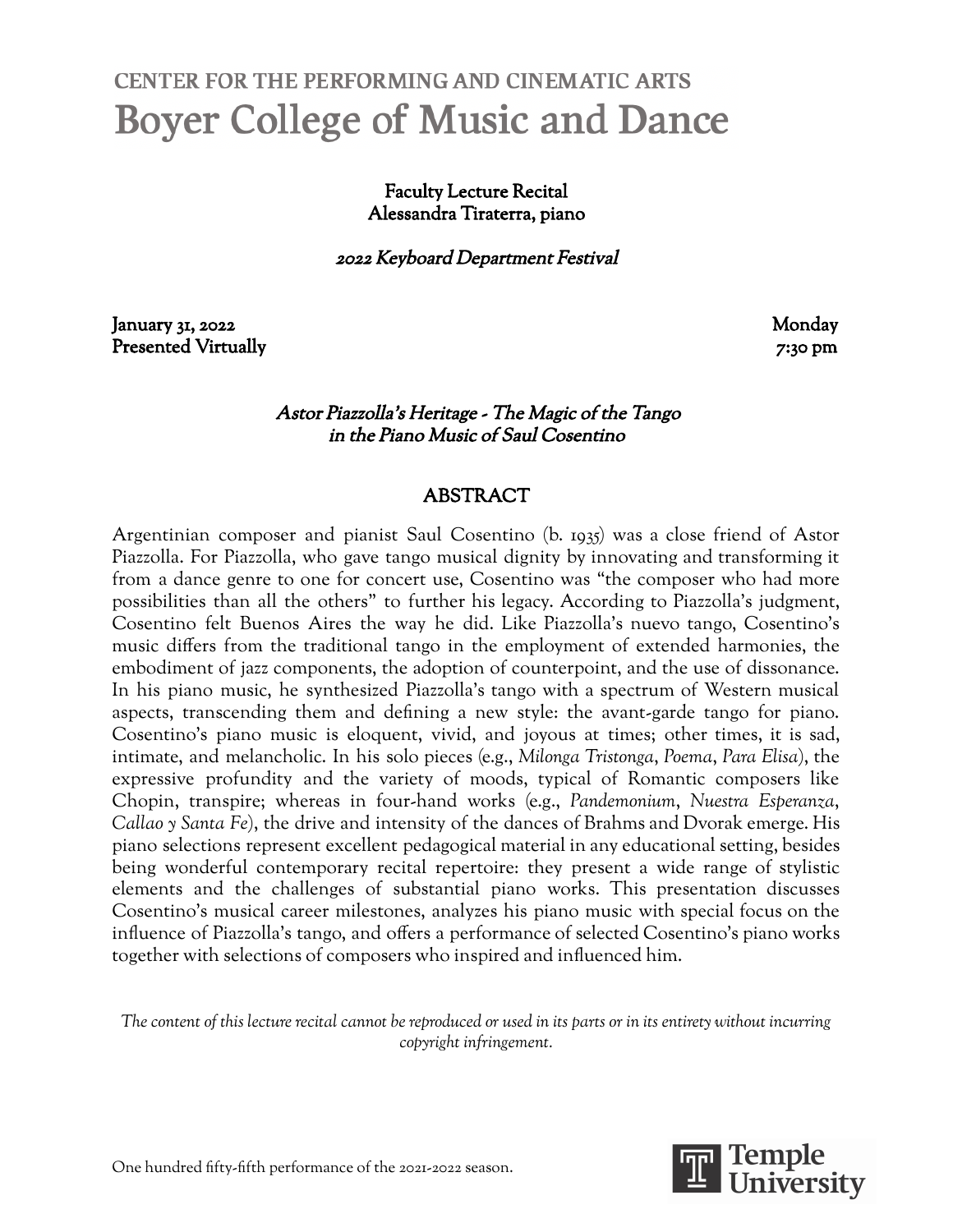CENTER FOR THE PERFORMING AND CINEMATIC ARTS

# Boyer College of Music and Dance

**Faculty Lecture Recital**
**Alessandra Tiraterra, piano**

***2022 Keyboard Department Festival***

**January 31, 2022** **Monday**
**Presented Virtually** ***7:30 pm***

## *Astor Piazzolla's Heritage - The Magic of the Tango in the Piano Music of Saul Cosentino*

## ABSTRACT

Argentinian composer and pianist Saul Cosentino (b. 1935) was a close friend of Astor Piazzolla. For Piazzolla, who gave tango musical dignity by innovating and transforming it from a dance genre to one for concert use, Cosentino was "the composer who had more possibilities than all the others" to further his legacy. According to Piazzolla's judgment, Cosentino felt Buenos Aires the way he did. Like Piazzolla's nuevo tango, Cosentino's music differs from the traditional tango in the employment of extended harmonies, the embodiment of jazz components, the adoption of counterpoint, and the use of dissonance. In his piano music, he synthesized Piazzolla's tango with a spectrum of Western musical aspects, transcending them and defining a new style: the avant-garde tango for piano. Cosentino's piano music is eloquent, vivid, and joyous at times; other times, it is sad, intimate, and melancholic. In his solo pieces (e.g., *Milonga Tristonga*, *Poema*, *Para Elisa*), the expressive profundity and the variety of moods, typical of Romantic composers like Chopin, transpire; whereas in four-hand works (e.g., *Pandemonium*, *Nuestra Esperanza*, *Callao y Santa Fe*), the drive and intensity of the dances of Brahms and Dvorak emerge. His piano selections represent excellent pedagogical material in any educational setting, besides being wonderful contemporary recital repertoire: they present a wide range of stylistic elements and the challenges of substantial piano works. This presentation discusses Cosentino's musical career milestones, analyzes his piano music with special focus on the influence of Piazzolla's tango, and offers a performance of selected Cosentino's piano works together with selections of composers who inspired and influenced him.

*The content of this lecture recital cannot be reproduced or used in its parts or in its entirety without incurring copyright infringement.*

One hundred fifty-fifth performance of the 2021-2022 season.

Temple University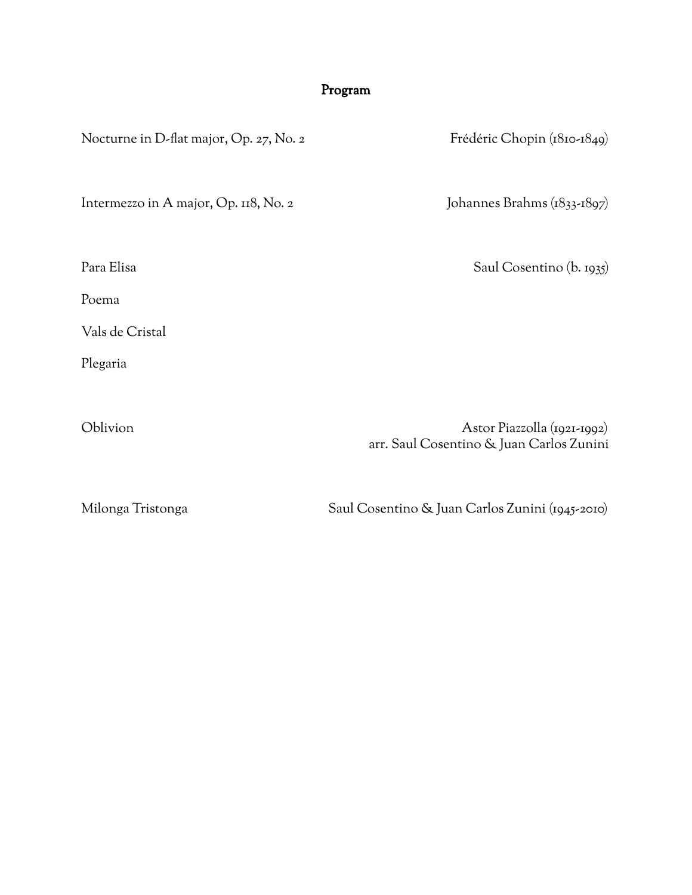## Program

Nocturne in D-flat major, Op. 27, No. 2 — Frédéric Chopin (1810-1849)

Intermezzo in A major, Op. 118, No. 2 — Johannes Brahms (1833-1897)

Para Elisa — Saul Cosentino (b. 1935)

Poema

Vals de Cristal

Plegaria

Oblivion — Astor Piazzolla (1921-1992)
arr. Saul Cosentino & Juan Carlos Zunini

Milonga Tristonga — Saul Cosentino & Juan Carlos Zunini (1945-2010)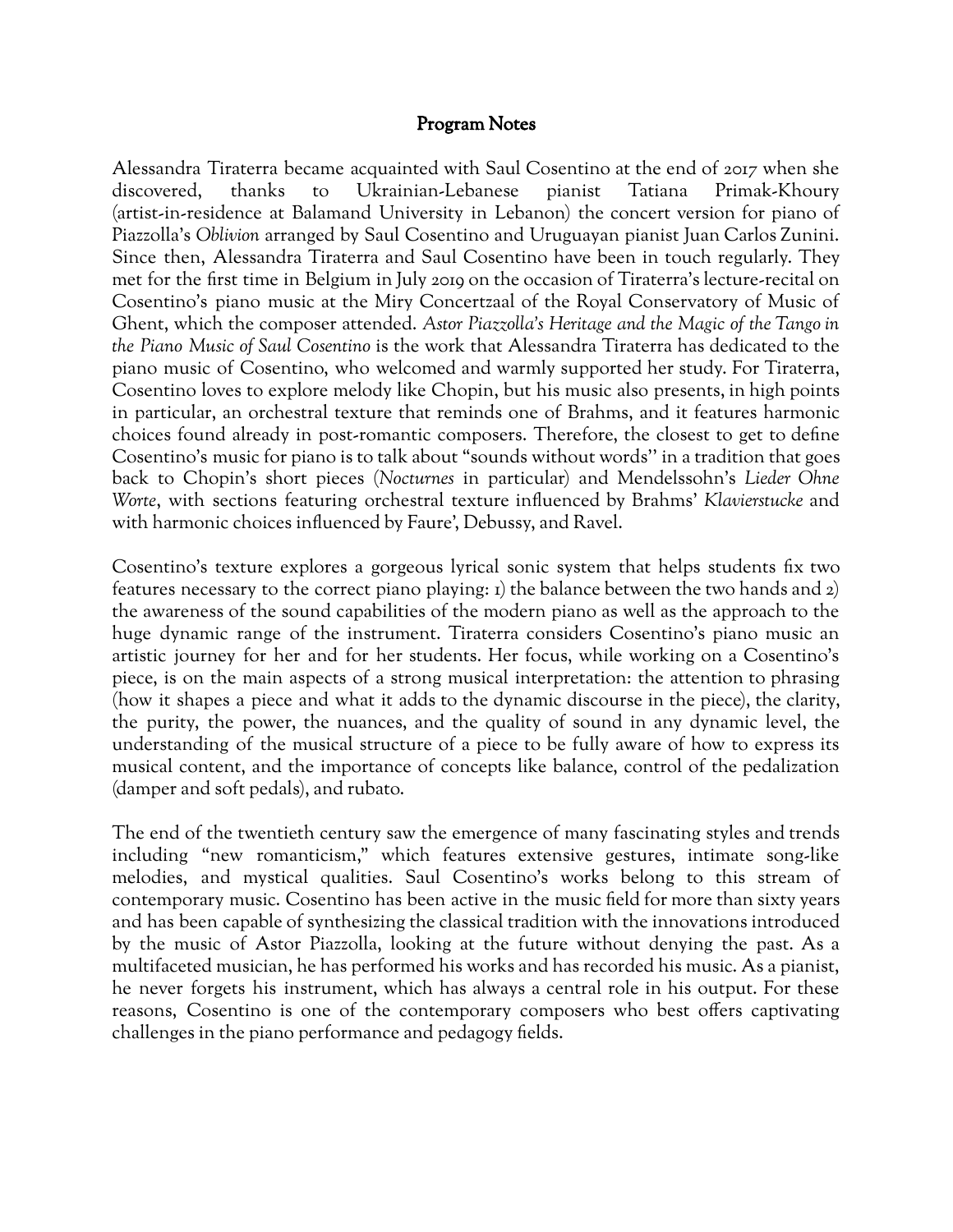## Program Notes

Alessandra Tiraterra became acquainted with Saul Cosentino at the end of 2017 when she discovered, thanks to Ukrainian-Lebanese pianist Tatiana Primak-Khoury (artist-in-residence at Balamand University in Lebanon) the concert version for piano of Piazzolla's *Oblivion* arranged by Saul Cosentino and Uruguayan pianist Juan Carlos Zunini. Since then, Alessandra Tiraterra and Saul Cosentino have been in touch regularly. They met for the first time in Belgium in July 2019 on the occasion of Tiraterra's lecture-recital on Cosentino's piano music at the Miry Concertzaal of the Royal Conservatory of Music of Ghent, which the composer attended. *Astor Piazzolla's Heritage and the Magic of the Tango in the Piano Music of Saul Cosentino* is the work that Alessandra Tiraterra has dedicated to the piano music of Cosentino, who welcomed and warmly supported her study. For Tiraterra, Cosentino loves to explore melody like Chopin, but his music also presents, in high points in particular, an orchestral texture that reminds one of Brahms, and it features harmonic choices found already in post-romantic composers. Therefore, the closest to get to define Cosentino's music for piano is to talk about "sounds without words'' in a tradition that goes back to Chopin's short pieces (*Nocturnes* in particular) and Mendelssohn's *Lieder Ohne Worte*, with sections featuring orchestral texture influenced by Brahms' *Klavierstucke* and with harmonic choices influenced by Faure', Debussy, and Ravel.

Cosentino's texture explores a gorgeous lyrical sonic system that helps students fix two features necessary to the correct piano playing: 1) the balance between the two hands and 2) the awareness of the sound capabilities of the modern piano as well as the approach to the huge dynamic range of the instrument. Tiraterra considers Cosentino's piano music an artistic journey for her and for her students. Her focus, while working on a Cosentino's piece, is on the main aspects of a strong musical interpretation: the attention to phrasing (how it shapes a piece and what it adds to the dynamic discourse in the piece), the clarity, the purity, the power, the nuances, and the quality of sound in any dynamic level, the understanding of the musical structure of a piece to be fully aware of how to express its musical content, and the importance of concepts like balance, control of the pedalization (damper and soft pedals), and rubato.

The end of the twentieth century saw the emergence of many fascinating styles and trends including "new romanticism," which features extensive gestures, intimate song-like melodies, and mystical qualities. Saul Cosentino's works belong to this stream of contemporary music. Cosentino has been active in the music field for more than sixty years and has been capable of synthesizing the classical tradition with the innovations introduced by the music of Astor Piazzolla, looking at the future without denying the past. As a multifaceted musician, he has performed his works and has recorded his music. As a pianist, he never forgets his instrument, which has always a central role in his output. For these reasons, Cosentino is one of the contemporary composers who best offers captivating challenges in the piano performance and pedagogy fields.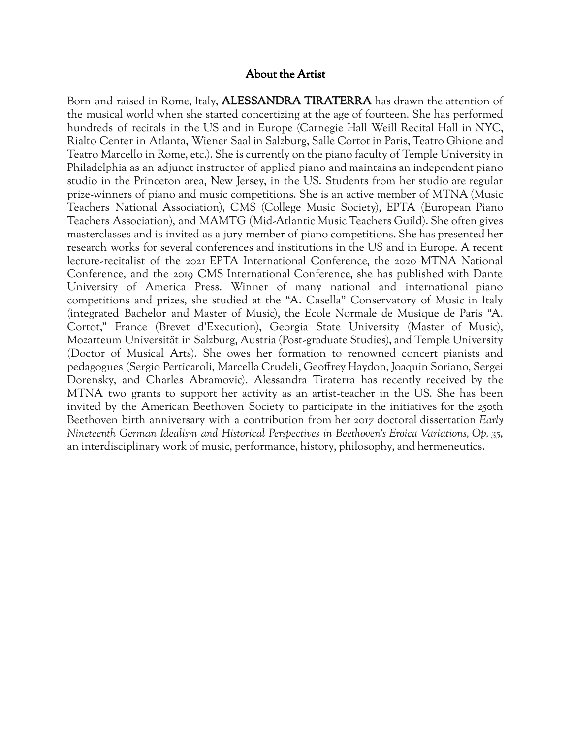## About the Artist

Born and raised in Rome, Italy, **ALESSANDRA TIRATERRA** has drawn the attention of the musical world when she started concertizing at the age of fourteen. She has performed hundreds of recitals in the US and in Europe (Carnegie Hall Weill Recital Hall in NYC, Rialto Center in Atlanta, Wiener Saal in Salzburg, Salle Cortot in Paris, Teatro Ghione and Teatro Marcello in Rome, etc.). She is currently on the piano faculty of Temple University in Philadelphia as an adjunct instructor of applied piano and maintains an independent piano studio in the Princeton area, New Jersey, in the US. Students from her studio are regular prize-winners of piano and music competitions. She is an active member of MTNA (Music Teachers National Association), CMS (College Music Society), EPTA (European Piano Teachers Association), and MAMTG (Mid-Atlantic Music Teachers Guild). She often gives masterclasses and is invited as a jury member of piano competitions. She has presented her research works for several conferences and institutions in the US and in Europe. A recent lecture-recitalist of the 2021 EPTA International Conference, the 2020 MTNA National Conference, and the 2019 CMS International Conference, she has published with Dante University of America Press. Winner of many national and international piano competitions and prizes, she studied at the "A. Casella" Conservatory of Music in Italy (integrated Bachelor and Master of Music), the Ecole Normale de Musique de Paris "A. Cortot," France (Brevet d'Execution), Georgia State University (Master of Music), Mozarteum Universität in Salzburg, Austria (Post-graduate Studies), and Temple University (Doctor of Musical Arts). She owes her formation to renowned concert pianists and pedagogues (Sergio Perticaroli, Marcella Crudeli, Geoffrey Haydon, Joaquin Soriano, Sergei Dorensky, and Charles Abramovic). Alessandra Tiraterra has recently received by the MTNA two grants to support her activity as an artist-teacher in the US. She has been invited by the American Beethoven Society to participate in the initiatives for the 250th Beethoven birth anniversary with a contribution from her 2017 doctoral dissertation *Early Nineteenth German Idealism and Historical Perspectives in Beethoven's Eroica Variations, Op. 35*, an interdisciplinary work of music, performance, history, philosophy, and hermeneutics.